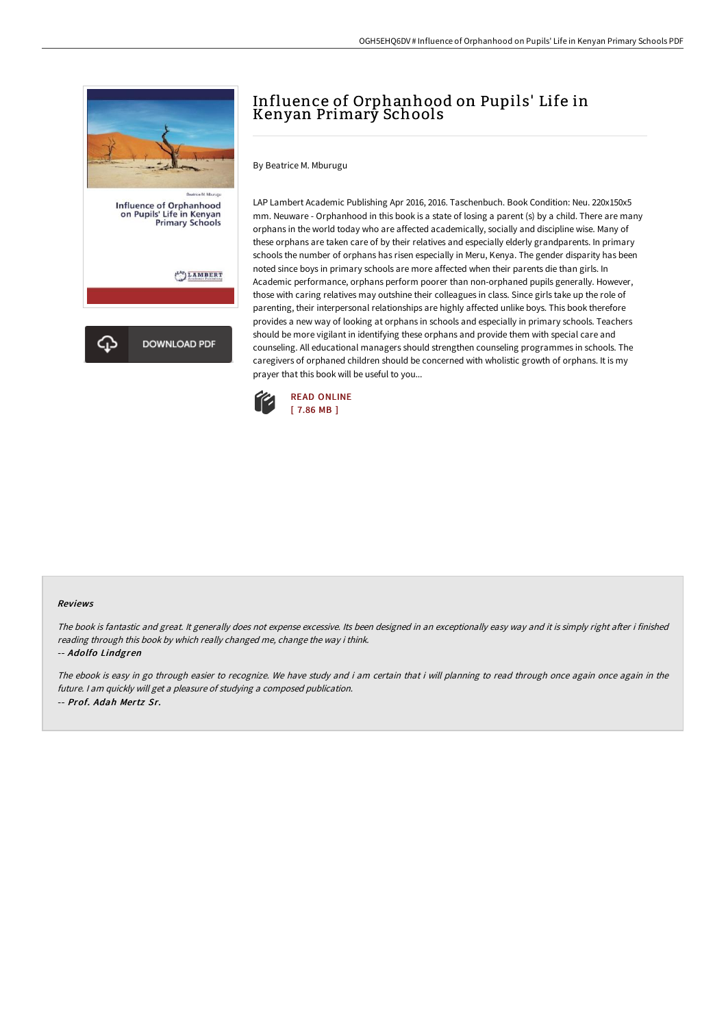# Influence of Orphanhood on Pupils' Life in Kenyan Primary Schools

By Beatrice M. Mburugu

LAP Lambert Academic Publishing Apr 2016, 2016. Taschenbuch. Book Condition: Neu. 220x150x5 mm. Neuware - Orphanhood in this book is a state of losing a parent (s) by a child. There are many orphans in the world today who are affected academically, socially and discipline wise. Many of these orphans are taken care of by their relatives and especially elderly grandparents. In primary schools the number of orphans has risen especially in Meru, Kenya. The gender disparity has been noted since boys in primary schools are more affected when their parents die than girls. In Academic performance, orphans perform poorer than non-orphaned pupils generally. However, those with caring relatives may outshine their colleagues in class. Since girls take up the role of parenting, their interpersonal relationships are highly affected unlike boys. This book therefore provides a new way of looking at orphans in schools and especially in primary schools. Teachers should be more vigilant in identifying these orphans and provide them with special care and counseling. All educational managers should strengthen counseling programmes in schools. The caregivers of orphaned children should be concerned with wholistic growth of orphans. It is my prayer that this book will be useful to you...

DOWNLOAD PDF

READ ONLINE
[ 7.86 MB ]

#### Reviews

*The book is fantastic and great. It generally does not expense excessive. Its been designed in an exceptionally easy way and it is simply right after i finished reading through this book by which really changed me, change the way i think.*

-- ***Adolfo Lindgren***

*The ebook is easy in go through easier to recognize. We have study and i am certain that i will planning to read through once again once again in the future. I am quickly will get a pleasure of studying a composed publication.*

-- ***Prof. Adah Mertz Sr.***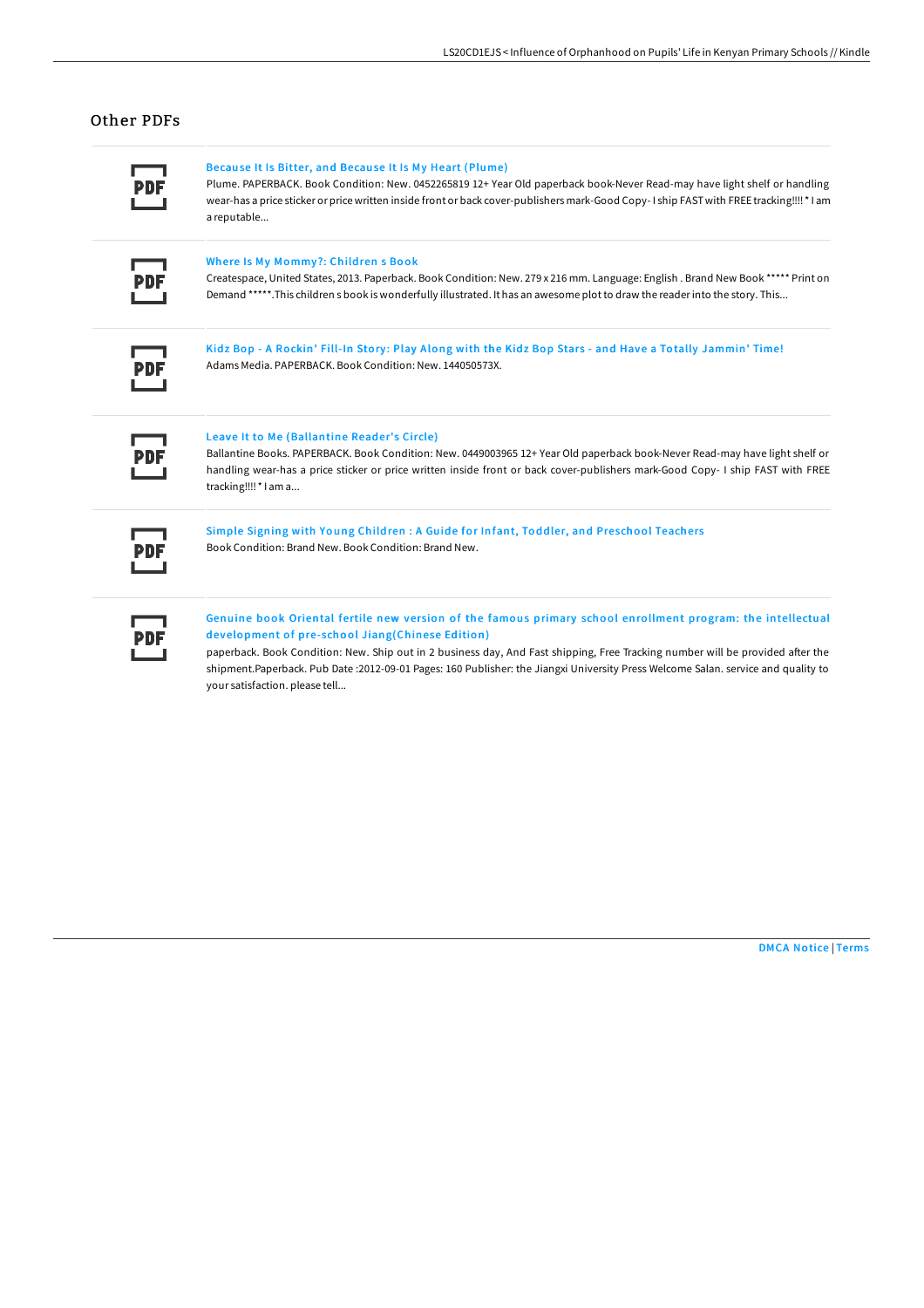## Other PDFs

**Because It Is Bitter, and Because It Is My Heart (Plume)**

Plume. PAPERBACK. Book Condition: New. 0452265819 12+ Year Old paperback book-Never Read-may have light shelf or handling wear-has a price sticker or price written inside front or back cover-publishers mark-Good Copy- I ship FAST with FREE tracking!!!! * I am a reputable...

**Where Is My Mommy?: Children s Book**

Createspace, United States, 2013. Paperback. Book Condition: New. 279 x 216 mm. Language: English . Brand New Book ***** Print on Demand *****.This children s book is wonderfully illustrated. It has an awesome plot to draw the reader into the story. This...

**Kidz Bop - A Rockin' Fill-In Story: Play Along with the Kidz Bop Stars - and Have a Totally Jammin' Time!**

Adams Media. PAPERBACK. Book Condition: New. 144050573X.

**Leave It to Me (Ballantine Reader's Circle)**

Ballantine Books. PAPERBACK. Book Condition: New. 0449003965 12+ Year Old paperback book-Never Read-may have light shelf or handling wear-has a price sticker or price written inside front or back cover-publishers mark-Good Copy- I ship FAST with FREE tracking!!!! * I am a...

**Simple Signing with Young Children : A Guide for Infant, Toddler, and Preschool Teachers**

Book Condition: Brand New. Book Condition: Brand New.

**Genuine book Oriental fertile new version of the famous primary school enrollment program: the intellectual development of pre-school Jiang(Chinese Edition)**

paperback. Book Condition: New. Ship out in 2 business day, And Fast shipping, Free Tracking number will be provided after the shipment.Paperback. Pub Date :2012-09-01 Pages: 160 Publisher: the Jiangxi University Press Welcome Salan. service and quality to your satisfaction. please tell...

DMCA Notice | Terms